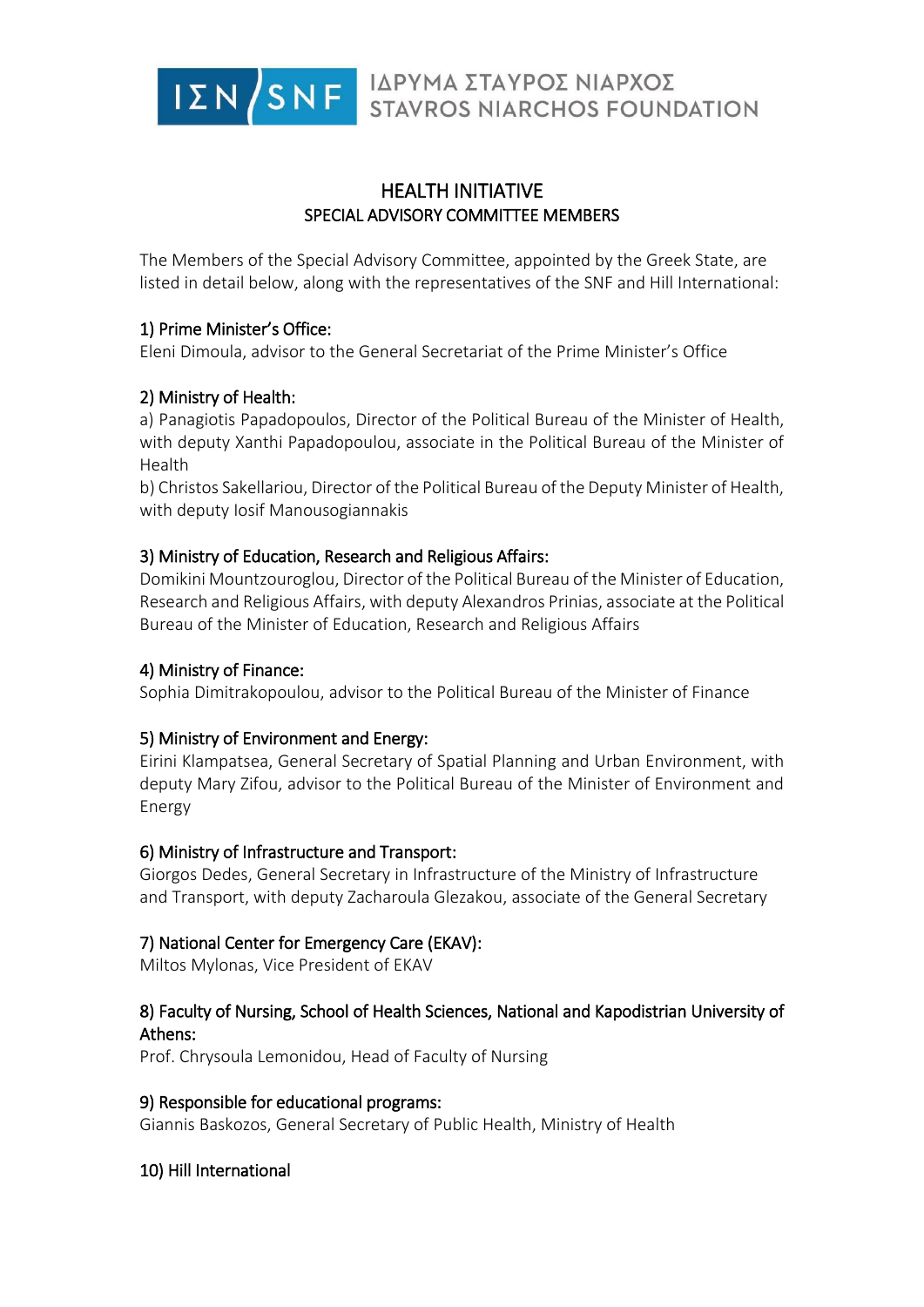ΙΔΡΥΜΑ ΣΤΑΥΡΟΣ ΝΙΑΡΧΟΣ
STAVROS NIARCHOS FOUNDATION

# HEALTH INITIATIVE

## SPECIAL ADVISORY COMMITTEE MEMBERS

The Members of the Special Advisory Committee, appointed by the Greek State, are listed in detail below, along with the representatives of the SNF and Hill International:

**1) Prime Minister's Office:**
Eleni Dimoula, advisor to the General Secretariat of the Prime Minister's Office

**2) Ministry of Health:**
a) Panagiotis Papadopoulos, Director of the Political Bureau of the Minister of Health, with deputy Xanthi Papadopoulou, associate in the Political Bureau of the Minister of Health
b) Christos Sakellariou, Director of the Political Bureau of the Deputy Minister of Health, with deputy Iosif Manousogiannakis

**3) Ministry of Education, Research and Religious Affairs:**
Domikini Mountzouroglou, Director of the Political Bureau of the Minister of Education, Research and Religious Affairs, with deputy Alexandros Prinias, associate at the Political Bureau of the Minister of Education, Research and Religious Affairs

**4) Ministry of Finance:**
Sophia Dimitrakopoulou, advisor to the Political Bureau of the Minister of Finance

**5) Ministry of Environment and Energy:**
Eirini Klampatsea, General Secretary of Spatial Planning and Urban Environment, with deputy Mary Zifou, advisor to the Political Bureau of the Minister of Environment and Energy

**6) Ministry of Infrastructure and Transport:**
Giorgos Dedes, General Secretary in Infrastructure of the Ministry of Infrastructure and Transport, with deputy Zacharoula Glezakou, associate of the General Secretary

**7) National Center for Emergency Care (EKAV):**
Miltos Mylonas, Vice President of EKAV

**8) Faculty of Nursing, School of Health Sciences, National and Kapodistrian University of Athens:**
Prof. Chrysoula Lemonidou, Head of Faculty of Nursing

**9) Responsible for educational programs:**
Giannis Baskozos, General Secretary of Public Health, Ministry of Health

**10) Hill International**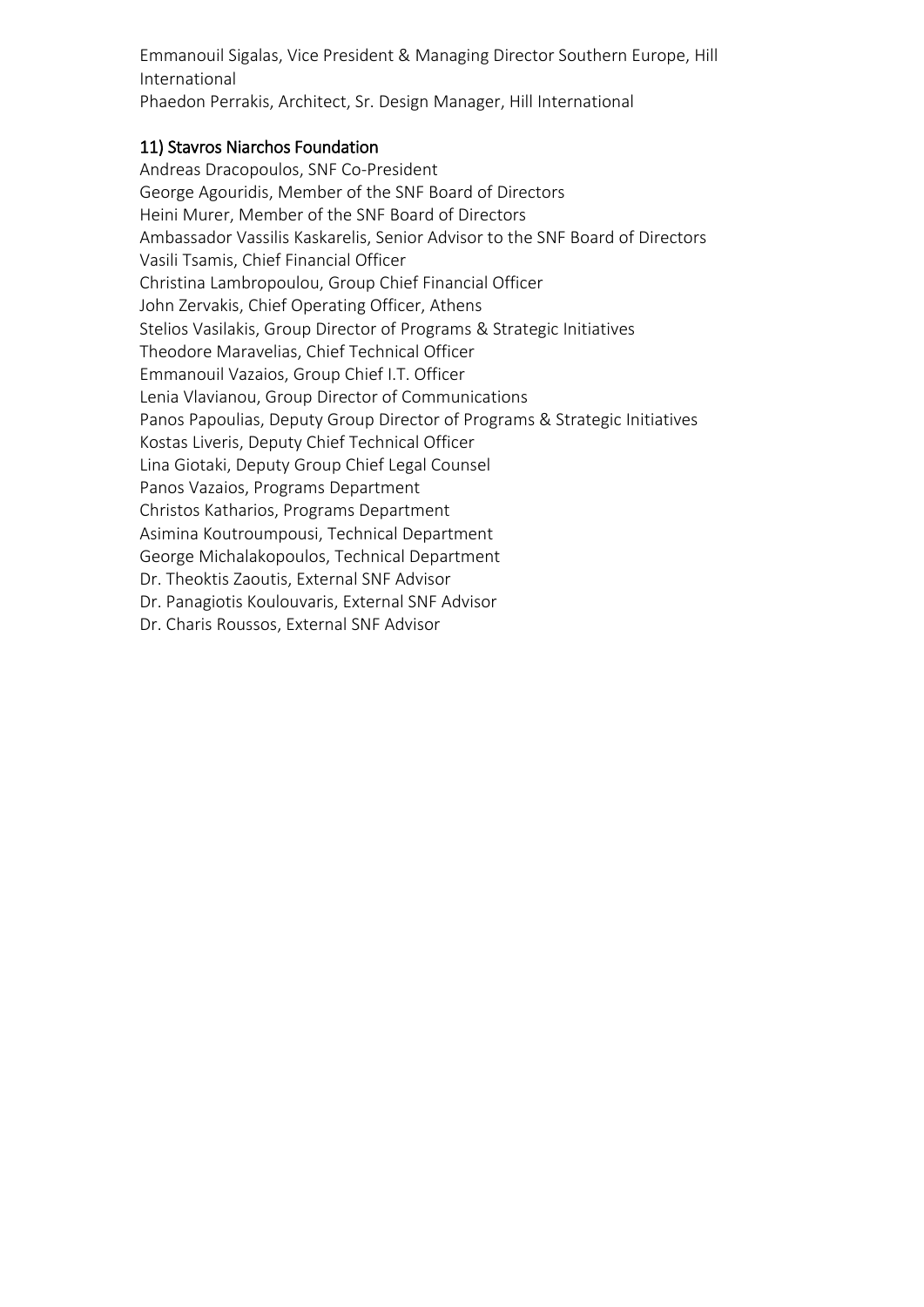Emmanouil Sigalas, Vice President & Managing Director Southern Europe, Hill International
Phaedon Perrakis, Architect, Sr. Design Manager, Hill International

## 11) Stavros Niarchos Foundation

Andreas Dracopoulos, SNF Co-President
George Agouridis, Member of the SNF Board of Directors
Heini Murer, Member of the SNF Board of Directors
Ambassador Vassilis Kaskarelis, Senior Advisor to the SNF Board of Directors
Vasili Tsamis, Chief Financial Officer
Christina Lambropoulou, Group Chief Financial Officer
John Zervakis, Chief Operating Officer, Athens
Stelios Vasilakis, Group Director of Programs & Strategic Initiatives
Theodore Maravelias, Chief Technical Officer
Emmanouil Vazaios, Group Chief I.T. Officer
Lenia Vlavianou, Group Director of Communications
Panos Papoulias, Deputy Group Director of Programs & Strategic Initiatives
Kostas Liveris, Deputy Chief Technical Officer
Lina Giotaki, Deputy Group Chief Legal Counsel
Panos Vazaios, Programs Department
Christos Katharios, Programs Department
Asimina Koutroumpousi, Technical Department
George Michalakopoulos, Technical Department
Dr. Theoktis Zaoutis, External SNF Advisor
Dr. Panagiotis Koulouvaris, External SNF Advisor
Dr. Charis Roussos, External SNF Advisor